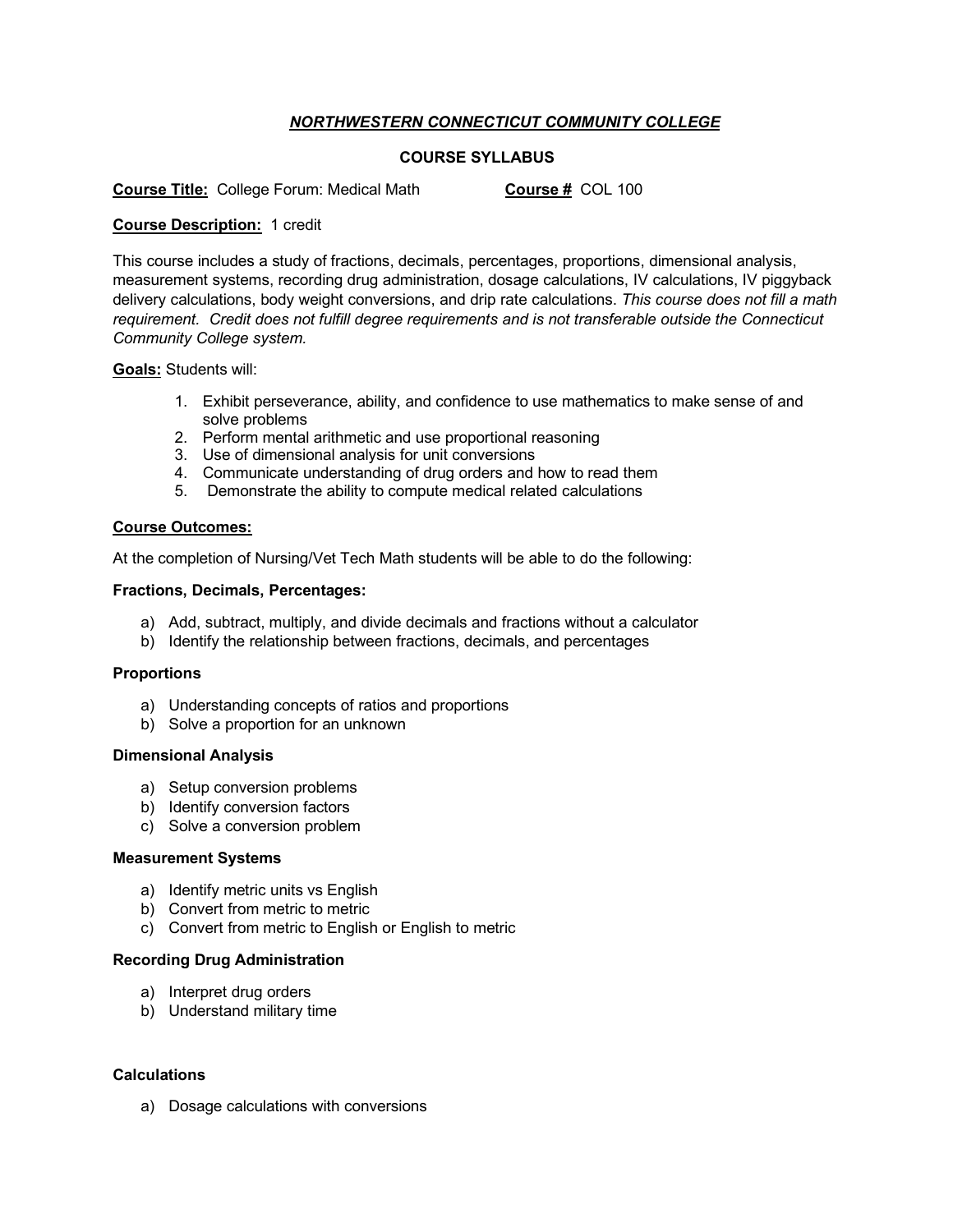# ***NORTHWESTERN CONNECTICUT COMMUNITY COLLEGE***

## COURSE SYLLABUS

**Course Title:** College Forum: Medical Math **Course #** COL 100

**Course Description:** 1 credit

This course includes a study of fractions, decimals, percentages, proportions, dimensional analysis, measurement systems, recording drug administration, dosage calculations, IV calculations, IV piggyback delivery calculations, body weight conversions, and drip rate calculations. *This course does not fill a math requirement. Credit does not fulfill degree requirements and is not transferable outside the Connecticut Community College system.*

**Goals:** Students will:

1. Exhibit perseverance, ability, and confidence to use mathematics to make sense of and solve problems
2. Perform mental arithmetic and use proportional reasoning
3. Use of dimensional analysis for unit conversions
4. Communicate understanding of drug orders and how to read them
5. Demonstrate the ability to compute medical related calculations

**Course Outcomes:**

At the completion of Nursing/Vet Tech Math students will be able to do the following:

**Fractions, Decimals, Percentages:**

a) Add, subtract, multiply, and divide decimals and fractions without a calculator
b) Identify the relationship between fractions, decimals, and percentages

**Proportions**

a) Understanding concepts of ratios and proportions
b) Solve a proportion for an unknown

**Dimensional Analysis**

a) Setup conversion problems
b) Identify conversion factors
c) Solve a conversion problem

**Measurement Systems**

a) Identify metric units vs English
b) Convert from metric to metric
c) Convert from metric to English or English to metric

**Recording Drug Administration**

a) Interpret drug orders
b) Understand military time

**Calculations**

a) Dosage calculations with conversions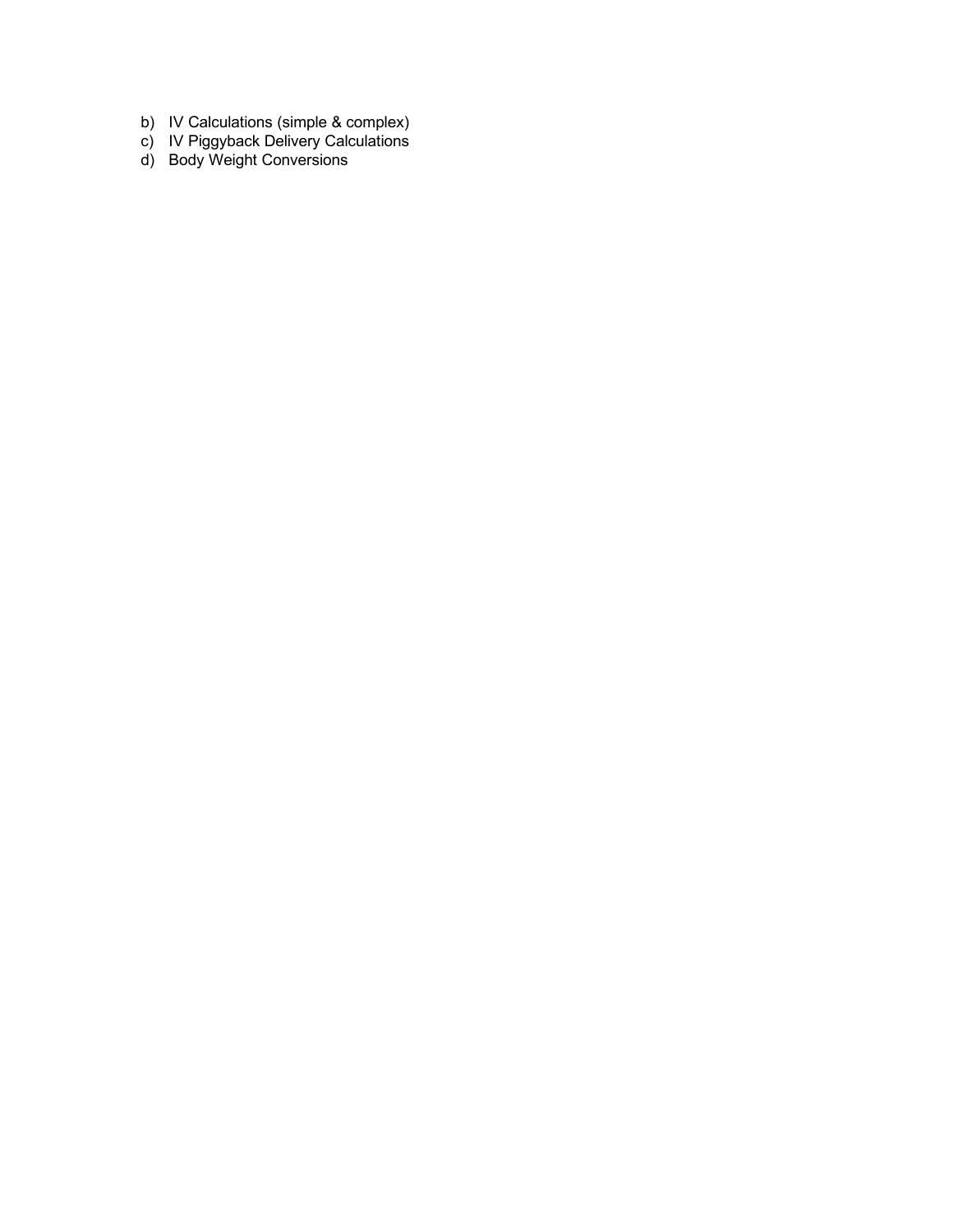b) IV Calculations (simple & complex)
c) IV Piggyback Delivery Calculations
d) Body Weight Conversions